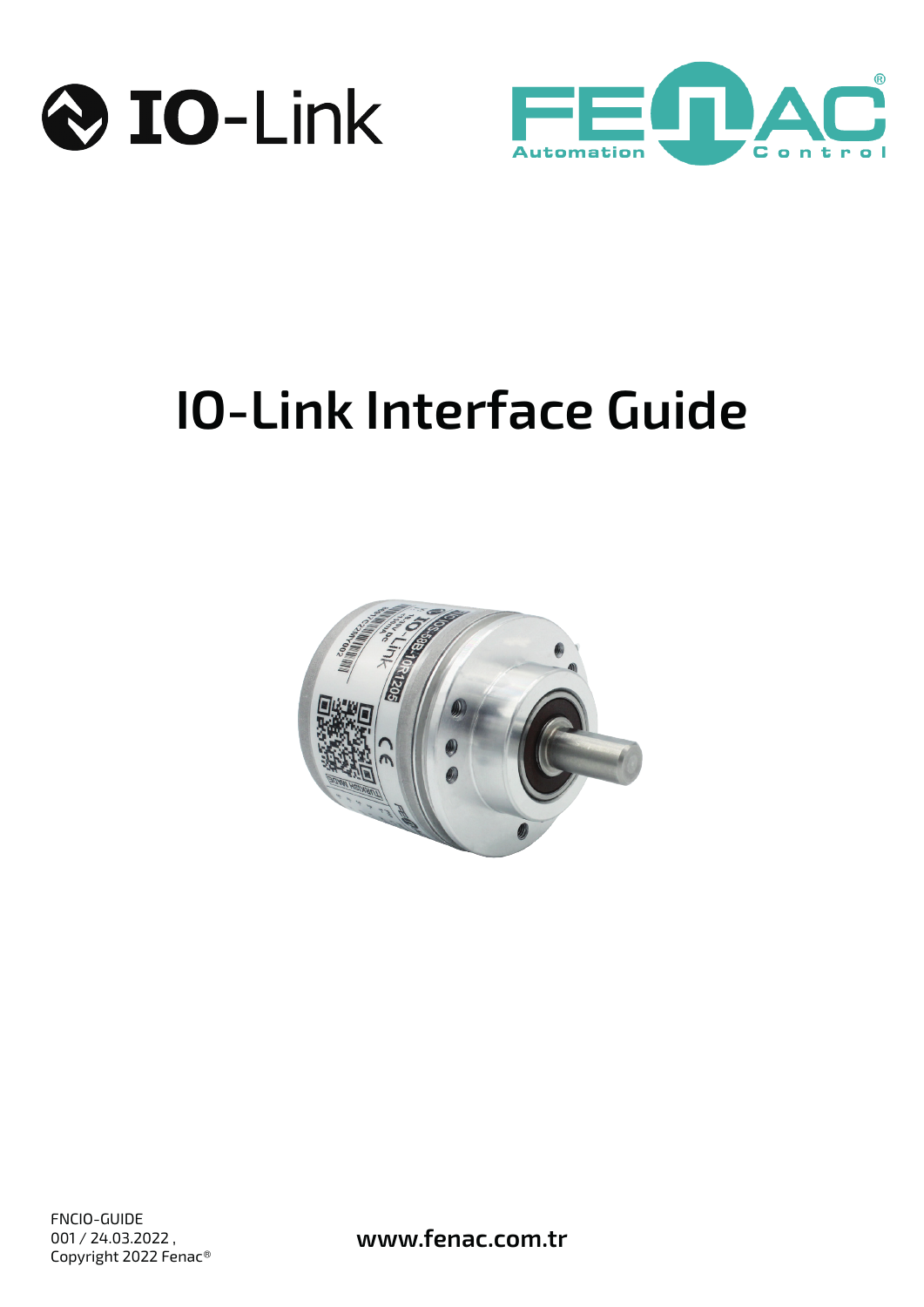# IO-Link Interface Guide

FNCIO-GUIDE
001 / 24.03.2022 ,
Copyright 2022 Fenac®

www.fenac.com.tr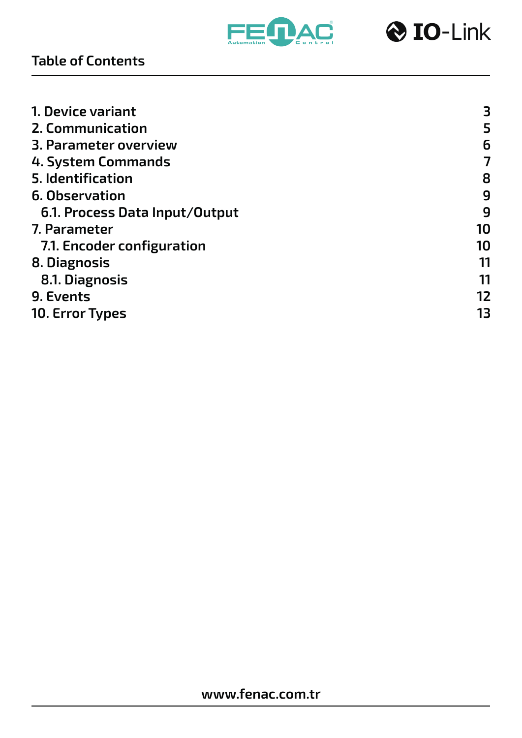## Table of Contents

| | |
|---|---|
| 1. Device variant | 3 |
| 2. Communication | 5 |
| 3. Parameter overview | 6 |
| 4. System Commands | 7 |
| 5. Identification | 8 |
| 6. Observation | 9 |
| 6.1. Process Data Input/Output | 9 |
| 7. Parameter | 10 |
| 7.1. Encoder configuration | 10 |
| 8. Diagnosis | 11 |
| 8.1. Diagnosis | 11 |
| 9. Events | 12 |
| 10. Error Types | 13 |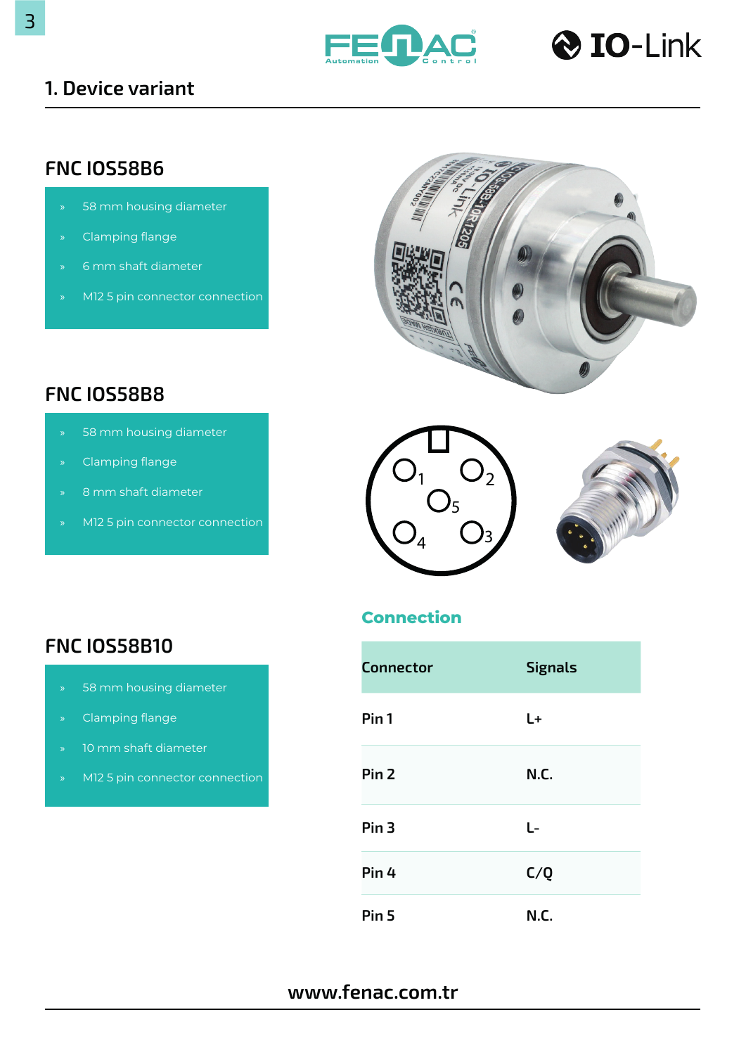# 1. Device variant

## FNC IOS58B6

- 58 mm housing diameter
- Clamping flange
- 6 mm shaft diameter
- M12 5 pin connector connection

## FNC IOS58B8

- 58 mm housing diameter
- Clamping flange
- 8 mm shaft diameter
- M12 5 pin connector connection

## FNC IOS58B10

- 58 mm housing diameter
- Clamping flange
- 10 mm shaft diameter
- M12 5 pin connector connection

## Connection

| Connector | Signals |
|---|---|
| Pin 1 | L+ |
| Pin 2 | N.C. |
| Pin 3 | L- |
| Pin 4 | C/Q |
| Pin 5 | N.C. |

www.fenac.com.tr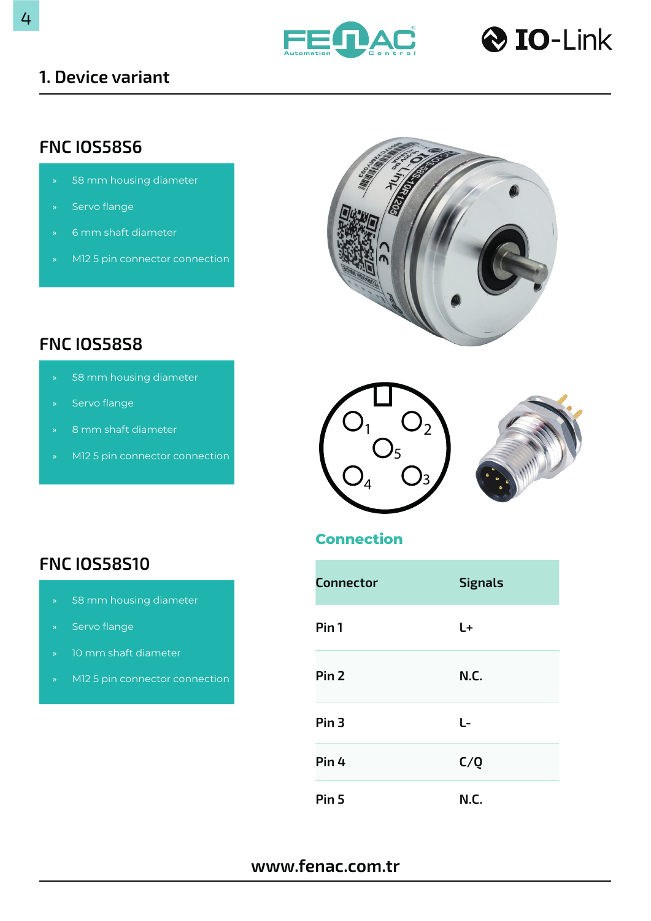# 1. Device variant

## FNC IOS58S6

- 58 mm housing diameter
- Servo flange
- 6 mm shaft diameter
- M12 5 pin connector connection

## FNC IOS58S8

- 58 mm housing diameter
- Servo flange
- 8 mm shaft diameter
- M12 5 pin connector connection

## FNC IOS58S10

- 58 mm housing diameter
- Servo flange
- 10 mm shaft diameter
- M12 5 pin connector connection

### Connection

| Connector | Signals |
|---|---|
| Pin 1 | L+ |
| Pin 2 | N.C. |
| Pin 3 | L- |
| Pin 4 | C/Q |
| Pin 5 | N.C. |

www.fenac.com.tr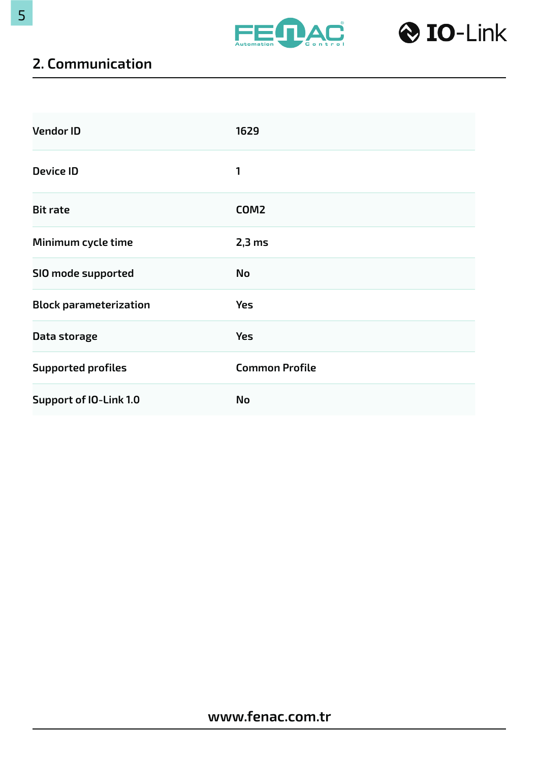## 2. Communication

| | |
|---|---|
| Vendor ID | 1629 |
| Device ID | 1 |
| Bit rate | COM2 |
| Minimum cycle time | 2,3 ms |
| SIO mode supported | No |
| Block parameterization | Yes |
| Data storage | Yes |
| Supported profiles | Common Profile |
| Support of IO-Link 1.0 | No |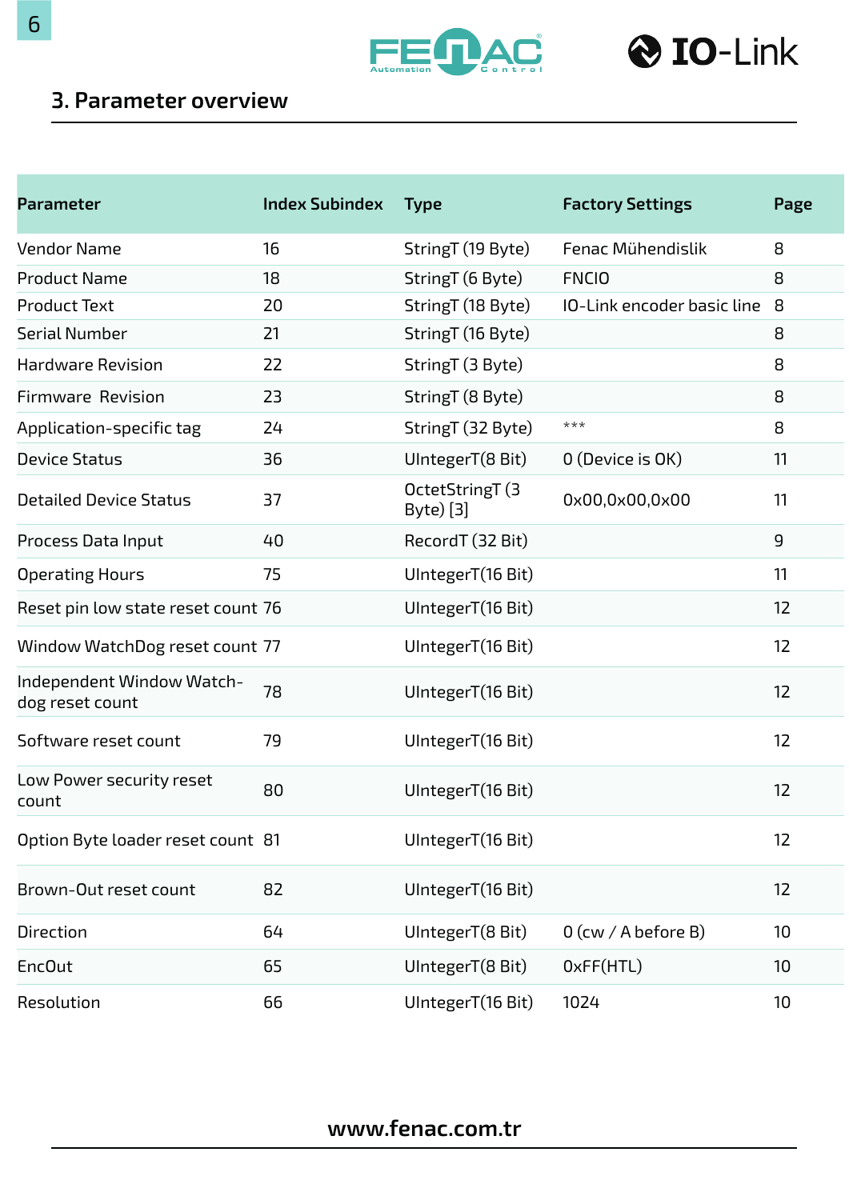## 3. Parameter overview

| Parameter | Index Subindex | Type | Factory Settings | Page |
|---|---|---|---|---|
| Vendor Name | 16 | StringT (19 Byte) | Fenac Mühendislik | 8 |
| Product Name | 18 | StringT (6 Byte) | FNCIO | 8 |
| Product Text | 20 | StringT (18 Byte) | IO-Link encoder basic line | 8 |
| Serial Number | 21 | StringT (16 Byte) | | 8 |
| Hardware Revision | 22 | StringT (3 Byte) | | 8 |
| Firmware Revision | 23 | StringT (8 Byte) | | 8 |
| Application-specific tag | 24 | StringT (32 Byte) | *** | 8 |
| Device Status | 36 | UIntegerT(8 Bit) | 0 (Device is OK) | 11 |
| Detailed Device Status | 37 | OctetStringT (3 Byte) [3] | 0x00,0x00,0x00 | 11 |
| Process Data Input | 40 | RecordT (32 Bit) | | 9 |
| Operating Hours | 75 | UIntegerT(16 Bit) | | 11 |
| Reset pin low state reset count | 76 | UIntegerT(16 Bit) | | 12 |
| Window WatchDog reset count | 77 | UIntegerT(16 Bit) | | 12 |
| Independent Window Watch-dog reset count | 78 | UIntegerT(16 Bit) | | 12 |
| Software reset count | 79 | UIntegerT(16 Bit) | | 12 |
| Low Power security reset count | 80 | UIntegerT(16 Bit) | | 12 |
| Option Byte loader reset count | 81 | UIntegerT(16 Bit) | | 12 |
| Brown-Out reset count | 82 | UIntegerT(16 Bit) | | 12 |
| Direction | 64 | UIntegerT(8 Bit) | 0 (cw / A before B) | 10 |
| EncOut | 65 | UIntegerT(8 Bit) | 0xFF(HTL) | 10 |
| Resolution | 66 | UIntegerT(16 Bit) | 1024 | 10 |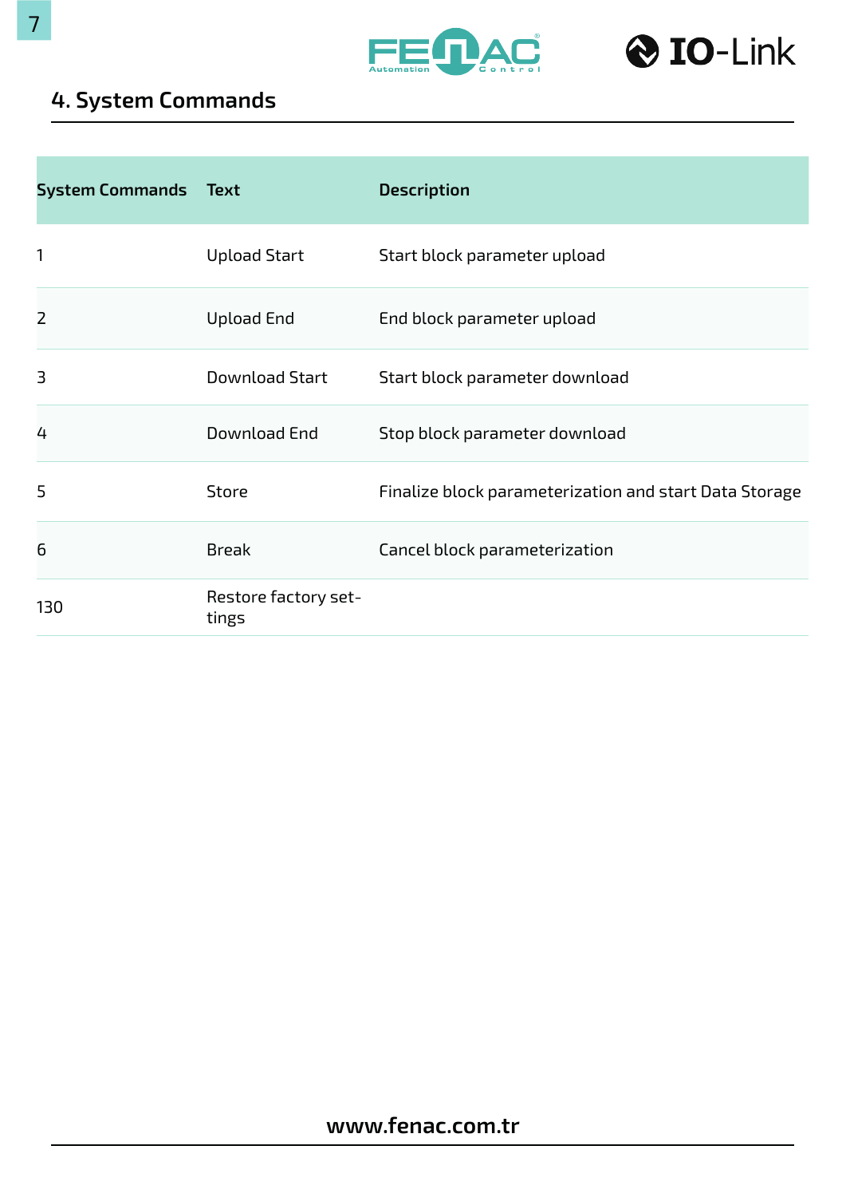## 4. System Commands

| System Commands | Text | Description |
|---|---|---|
| 1 | Upload Start | Start block parameter upload |
| 2 | Upload End | End block parameter upload |
| 3 | Download Start | Start block parameter download |
| 4 | Download End | Stop block parameter download |
| 5 | Store | Finalize block parameterization and start Data Storage |
| 6 | Break | Cancel block parameterization |
| 130 | Restore factory settings | |

www.fenac.com.tr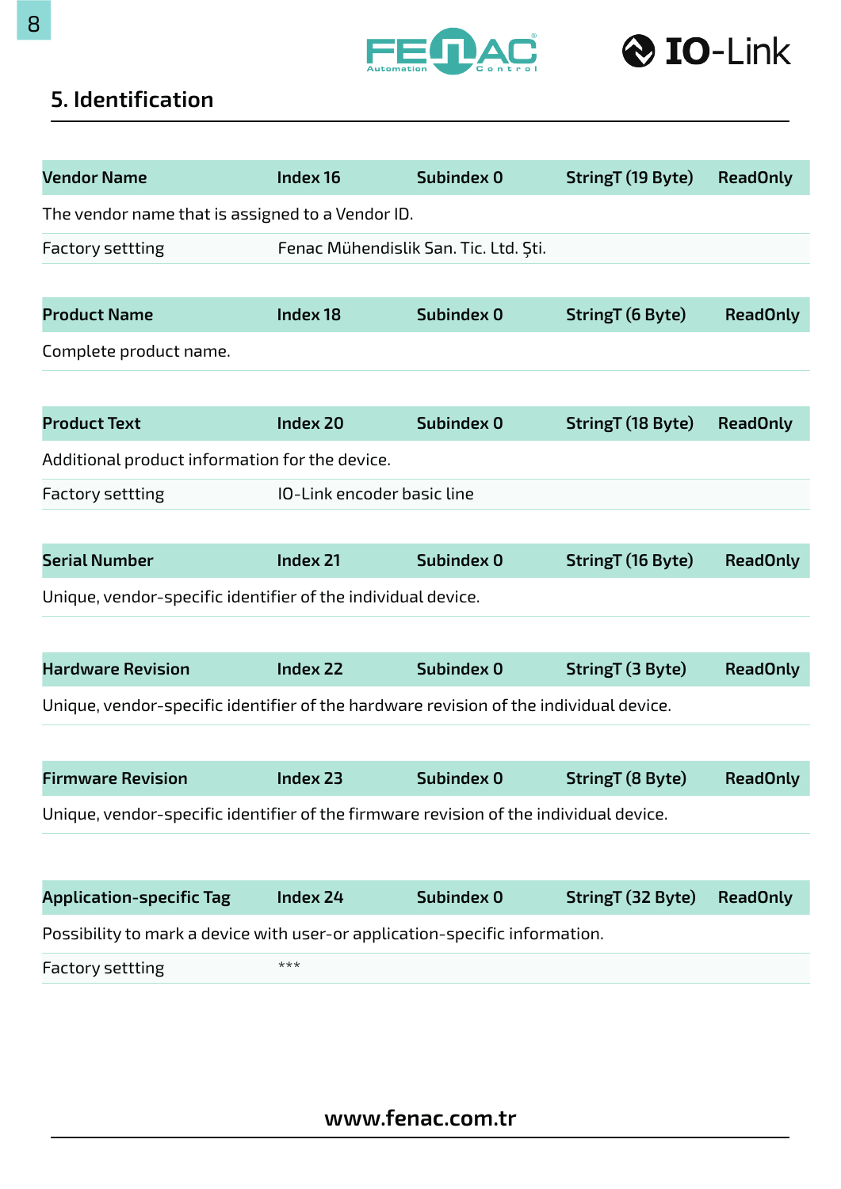## 5. Identification

| Vendor Name | Index 16 | Subindex 0 | StringT (19 Byte) | ReadOnly |
|---|---|---|---|---|
| The vendor name that is assigned to a Vendor ID. | | | | |
| Factory settting | Fenac Mühendislik San. Tic. Ltd. Şti. | | | |

| Product Name | Index 18 | Subindex 0 | StringT (6 Byte) | ReadOnly |
|---|---|---|---|---|
| Complete product name. | | | | |

| Product Text | Index 20 | Subindex 0 | StringT (18 Byte) | ReadOnly |
|---|---|---|---|---|
| Additional product information for the device. | | | | |
| Factory settting | IO-Link encoder basic line | | | |

| Serial Number | Index 21 | Subindex 0 | StringT (16 Byte) | ReadOnly |
|---|---|---|---|---|
| Unique, vendor-specific identifier of the individual device. | | | | |

| Hardware Revision | Index 22 | Subindex 0 | StringT (3 Byte) | ReadOnly |
|---|---|---|---|---|
| Unique, vendor-specific identifier of the hardware revision of the individual device. | | | | |

| Firmware Revision | Index 23 | Subindex 0 | StringT (8 Byte) | ReadOnly |
|---|---|---|---|---|
| Unique, vendor-specific identifier of the firmware revision of the individual device. | | | | |

| Application-specific Tag | Index 24 | Subindex 0 | StringT (32 Byte) | ReadOnly |
|---|---|---|---|---|
| Possibility to mark a device with user-or application-specific information. | | | | |
| Factory settting | *** | | | |

www.fenac.com.tr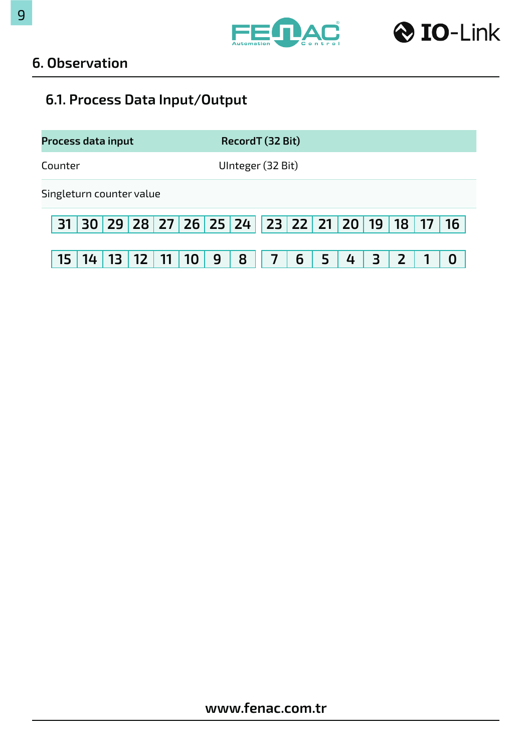## 6. Observation

### 6.1. Process Data Input/Output

| Process data input | RecordT (32 Bit) |
|---|---|
| Counter | UInteger (32 Bit) |
| Singleturn counter value | |

| 31 | 30 | 29 | 28 | 27 | 26 | 25 | 24 | 23 | 22 | 21 | 20 | 19 | 18 | 17 | 16 |
|---|---|---|---|---|---|---|---|---|---|---|---|---|---|---|---|
| 15 | 14 | 13 | 12 | 11 | 10 | 9 | 8 | 7 | 6 | 5 | 4 | 3 | 2 | 1 | 0 |

www.fenac.com.tr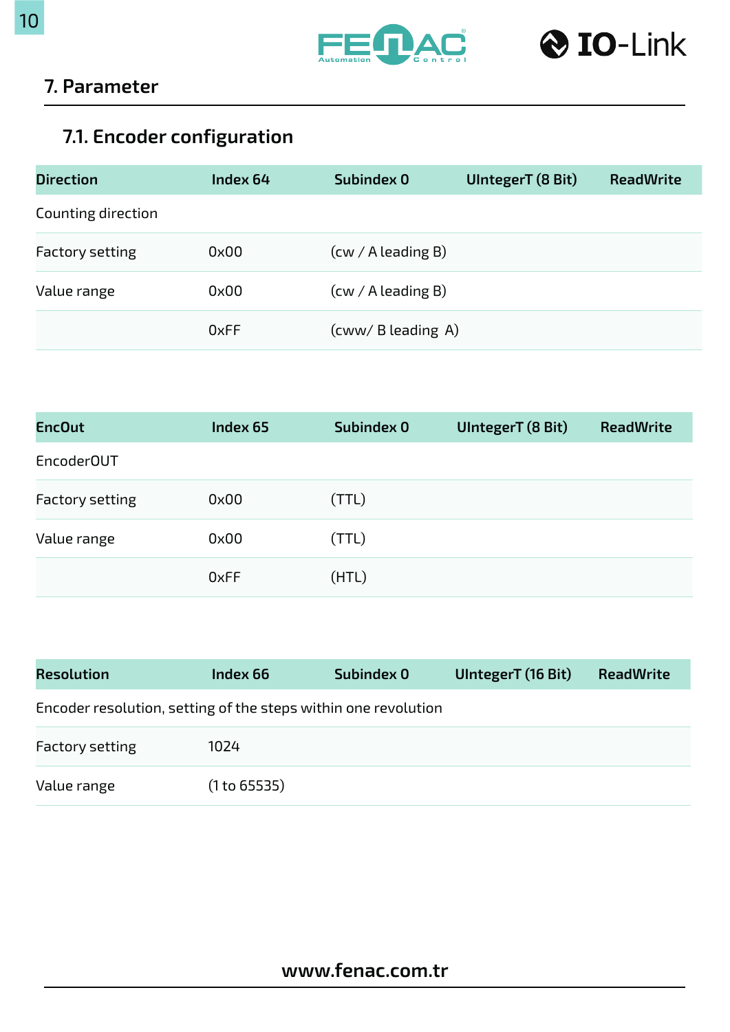## 7. Parameter

### 7.1. Encoder configuration

| Direction | Index 64 | Subindex 0 | UIntegerT (8 Bit) | ReadWrite |
|---|---|---|---|---|
| Counting direction | | | | |
| Factory setting | 0x00 | (cw / A leading B) | | |
| Value range | 0x00 | (cw / A leading B) | | |
| | 0xFF | (cww/ B leading  A) | | |

| EncOut | Index 65 | Subindex 0 | UIntegerT (8 Bit) | ReadWrite |
|---|---|---|---|---|
| EncoderOUT | | | | |
| Factory setting | 0x00 | (TTL) | | |
| Value range | 0x00 | (TTL) | | |
| | 0xFF | (HTL) | | |

| Resolution | Index 66 | Subindex 0 | UIntegerT (16 Bit) | ReadWrite |
|---|---|---|---|---|
| Encoder resolution, setting of the steps within one revolution | | | | |
| Factory setting | 1024 | | | |
| Value range | (1 to 65535) | | | |

www.fenac.com.tr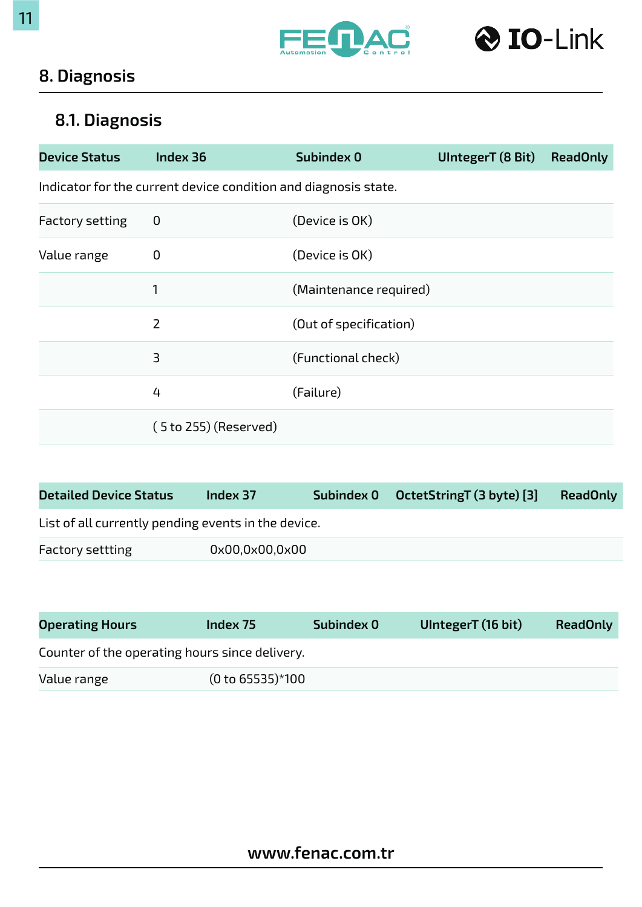## 8. Diagnosis

### 8.1. Diagnosis

| Device Status | Index 36 | Subindex 0 | UIntegerT (8 Bit) | ReadOnly |
|---|---|---|---|---|
| Indicator for the current device condition and diagnosis state. | | | | |
| Factory setting | 0 | (Device is OK) | | |
| Value range | 0 | (Device is OK) | | |
| | 1 | (Maintenance required) | | |
| | 2 | (Out of specification) | | |
| | 3 | (Functional check) | | |
| | 4 | (Failure) | | |
| | ( 5 to 255) (Reserved) | | | |

| Detailed Device Status | Index 37 | Subindex 0 | OctetStringT (3 byte) [3] | ReadOnly |
|---|---|---|---|---|
| List of all currently pending events in the device. | | | | |
| Factory settting | 0x00,0x00,0x00 | | | |

| Operating Hours | Index 75 | Subindex 0 | UIntegerT (16 bit) | ReadOnly |
|---|---|---|---|---|
| Counter of the operating hours since delivery. | | | | |
| Value range | (0 to 65535)*100 | | | |

www.fenac.com.tr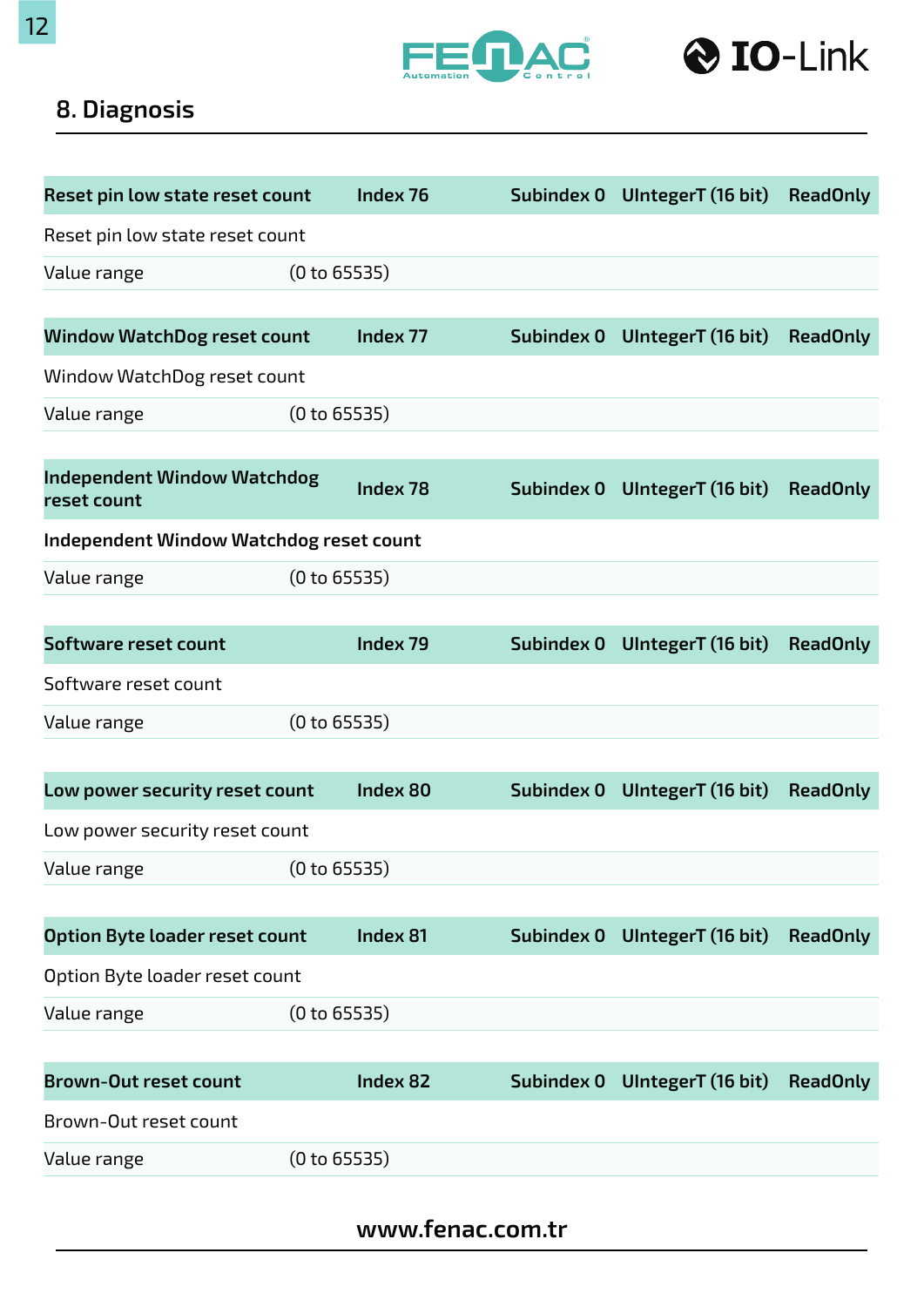## 8. Diagnosis

| Reset pin low state reset count | Index 76 | Subindex 0 | UIntegerT (16 bit) | ReadOnly |
|---|---|---|---|---|
| Reset pin low state reset count | | | | |
| Value range | (0 to 65535) | | | |

| Window WatchDog reset count | Index 77 | Subindex 0 | UIntegerT (16 bit) | ReadOnly |
|---|---|---|---|---|
| Window WatchDog reset count | | | | |
| Value range | (0 to 65535) | | | |

| Independent Window Watchdog reset count | Index 78 | Subindex 0 | UIntegerT (16 bit) | ReadOnly |
|---|---|---|---|---|
| **Independent Window Watchdog reset count** | | | | |
| Value range | (0 to 65535) | | | |

| Software reset count | Index 79 | Subindex 0 | UIntegerT (16 bit) | ReadOnly |
|---|---|---|---|---|
| Software reset count | | | | |
| Value range | (0 to 65535) | | | |

| Low power security reset count | Index 80 | Subindex 0 | UIntegerT (16 bit) | ReadOnly |
|---|---|---|---|---|
| Low power security reset count | | | | |
| Value range | (0 to 65535) | | | |

| Option Byte loader reset count | Index 81 | Subindex 0 | UIntegerT (16 bit) | ReadOnly |
|---|---|---|---|---|
| Option Byte loader reset count | | | | |
| Value range | (0 to 65535) | | | |

| Brown-Out reset count | Index 82 | Subindex 0 | UIntegerT (16 bit) | ReadOnly |
|---|---|---|---|---|
| Brown-Out reset count | | | | |
| Value range | (0 to 65535) | | | |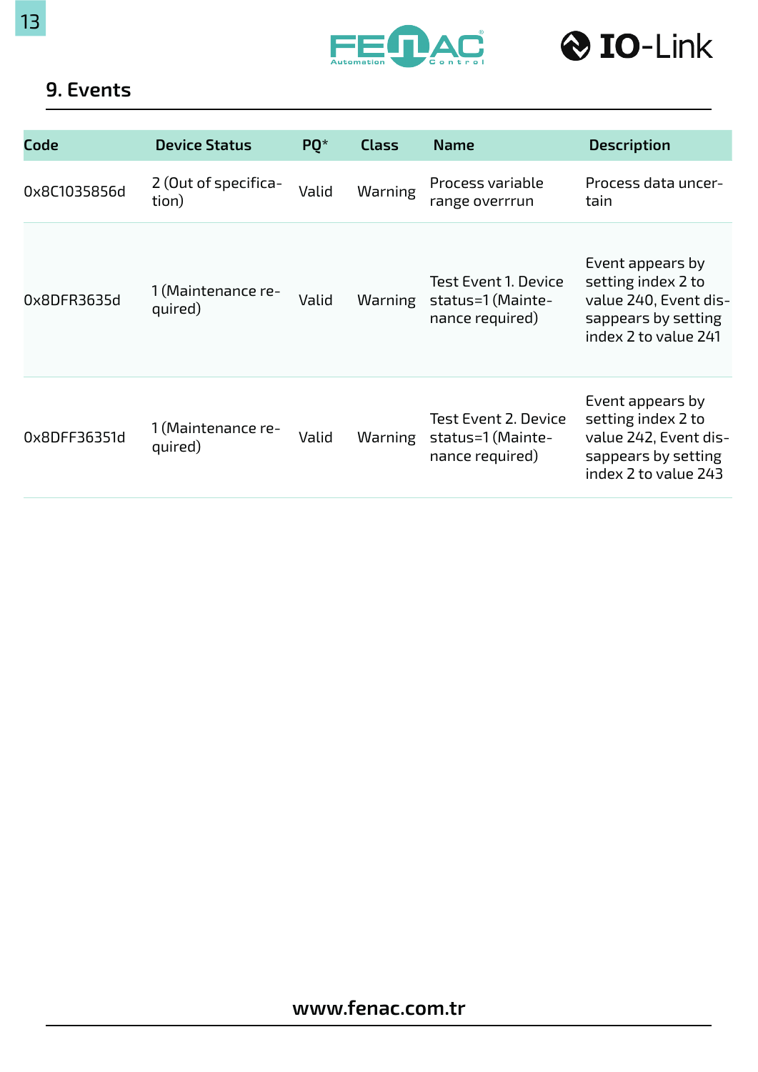## 9. Events

| Code | Device Status | PQ* | Class | Name | Description |
|---|---|---|---|---|---|
| 0x8C1035856d | 2 (Out of specification) | Valid | Warning | Process variable range overrrun | Process data uncertain |
| 0x8DFR3635d | 1 (Maintenance required) | Valid | Warning | Test Event 1. Device status=1 (Maintenance required) | Event appears by setting index 2 to value 240, Event disappears by setting index 2 to value 241 |
| 0x8DFF36351d | 1 (Maintenance required) | Valid | Warning | Test Event 2. Device status=1 (Maintenance required) | Event appears by setting index 2 to value 242, Event disappears by setting index 2 to value 243 |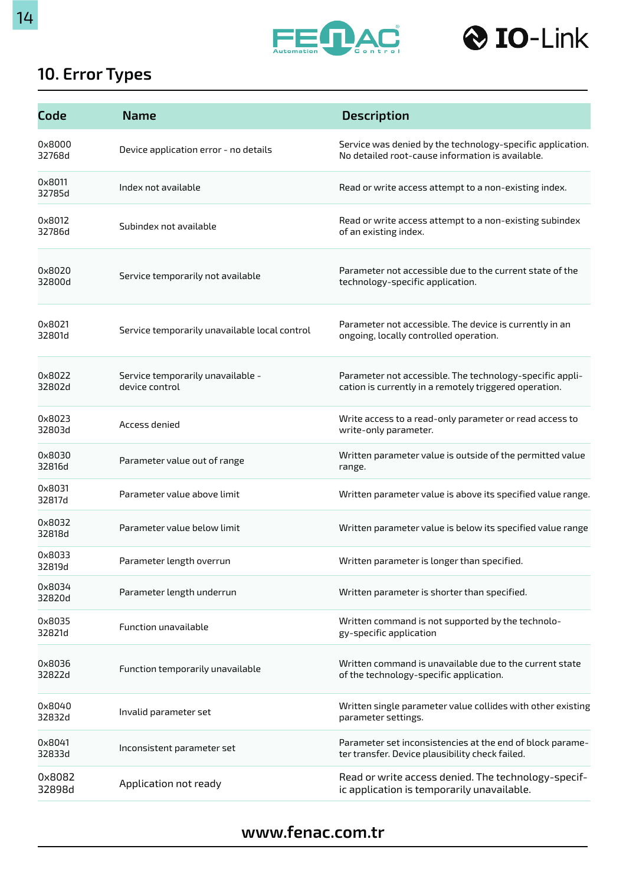## 10. Error Types

| Code | Name | Description |
|---|---|---|
| 0x8000 32768d | Device application error - no details | Service was denied by the technology-specific application. No detailed root-cause information is available. |
| 0x8011 32785d | Index not available | Read or write access attempt to a non-existing index. |
| 0x8012 32786d | Subindex not available | Read or write access attempt to a non-existing subindex of an existing index. |
| 0x8020 32800d | Service temporarily not available | Parameter not accessible due to the current state of the technology-specific application. |
| 0x8021 32801d | Service temporarily unavailable local control | Parameter not accessible. The device is currently in an ongoing, locally controlled operation. |
| 0x8022 32802d | Service temporarily unavailable - device control | Parameter not accessible. The technology-specific application is currently in a remotely triggered operation. |
| 0x8023 32803d | Access denied | Write access to a read-only parameter or read access to write-only parameter. |
| 0x8030 32816d | Parameter value out of range | Written parameter value is outside of the permitted value range. |
| 0x8031 32817d | Parameter value above limit | Written parameter value is above its specified value range. |
| 0x8032 32818d | Parameter value below limit | Written parameter value is below its specified value range |
| 0x8033 32819d | Parameter length overrun | Written parameter is longer than specified. |
| 0x8034 32820d | Parameter length underrun | Written parameter is shorter than specified. |
| 0x8035 32821d | Function unavailable | Written command is not supported by the technology-specific application |
| 0x8036 32822d | Function temporarily unavailable | Written command is unavailable due to the current state of the technology-specific application. |
| 0x8040 32832d | Invalid parameter set | Written single parameter value collides with other existing parameter settings. |
| 0x8041 32833d | Inconsistent parameter set | Parameter set inconsistencies at the end of block parameter transfer. Device plausibility check failed. |
| 0x8082 32898d | Application not ready | Read or write access denied. The technology-specific application is temporarily unavailable. |

www.fenac.com.tr